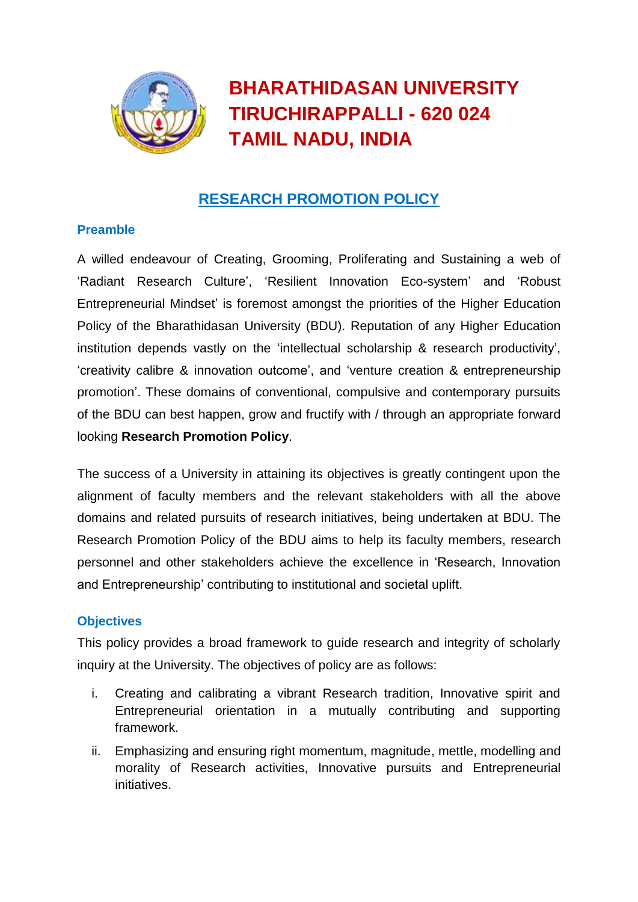# BHARATHIDASAN UNIVERSITY
# TIRUCHIRAPPALLI - 620 024
# TAMIL NADU, INDIA

## RESEARCH PROMOTION POLICY

### Preamble

A willed endeavour of Creating, Grooming, Proliferating and Sustaining a web of 'Radiant Research Culture', 'Resilient Innovation Eco-system' and 'Robust Entrepreneurial Mindset' is foremost amongst the priorities of the Higher Education Policy of the Bharathidasan University (BDU). Reputation of any Higher Education institution depends vastly on the 'intellectual scholarship & research productivity', 'creativity calibre & innovation outcome', and 'venture creation & entrepreneurship promotion'. These domains of conventional, compulsive and contemporary pursuits of the BDU can best happen, grow and fructify with / through an appropriate forward looking **Research Promotion Policy**.

The success of a University in attaining its objectives is greatly contingent upon the alignment of faculty members and the relevant stakeholders with all the above domains and related pursuits of research initiatives, being undertaken at BDU. The Research Promotion Policy of the BDU aims to help its faculty members, research personnel and other stakeholders achieve the excellence in 'Research, Innovation and Entrepreneurship' contributing to institutional and societal uplift.

### Objectives

This policy provides a broad framework to guide research and integrity of scholarly inquiry at the University. The objectives of policy are as follows:

i. Creating and calibrating a vibrant Research tradition, Innovative spirit and Entrepreneurial orientation in a mutually contributing and supporting framework.

ii. Emphasizing and ensuring right momentum, magnitude, mettle, modelling and morality of Research activities, Innovative pursuits and Entrepreneurial initiatives.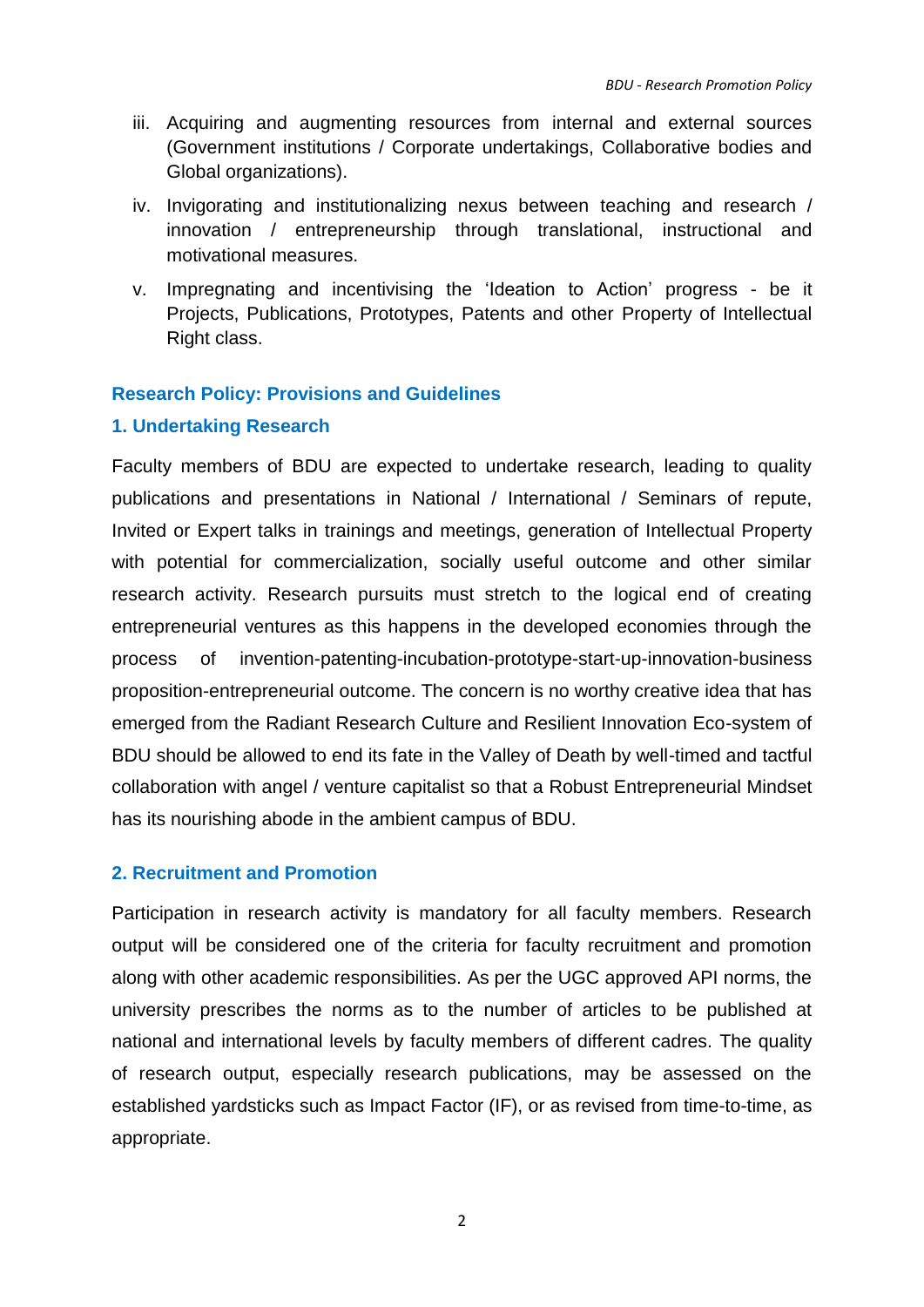iii. Acquiring and augmenting resources from internal and external sources (Government institutions / Corporate undertakings, Collaborative bodies and Global organizations).

iv. Invigorating and institutionalizing nexus between teaching and research / innovation / entrepreneurship through translational, instructional and motivational measures.

v. Impregnating and incentivising the 'Ideation to Action' progress - be it Projects, Publications, Prototypes, Patents and other Property of Intellectual Right class.

## Research Policy: Provisions and Guidelines

### 1. Undertaking Research

Faculty members of BDU are expected to undertake research, leading to quality publications and presentations in National / International / Seminars of repute, Invited or Expert talks in trainings and meetings, generation of Intellectual Property with potential for commercialization, socially useful outcome and other similar research activity. Research pursuits must stretch to the logical end of creating entrepreneurial ventures as this happens in the developed economies through the process of invention-patenting-incubation-prototype-start-up-innovation-business proposition-entrepreneurial outcome. The concern is no worthy creative idea that has emerged from the Radiant Research Culture and Resilient Innovation Eco-system of BDU should be allowed to end its fate in the Valley of Death by well-timed and tactful collaboration with angel / venture capitalist so that a Robust Entrepreneurial Mindset has its nourishing abode in the ambient campus of BDU.

### 2. Recruitment and Promotion

Participation in research activity is mandatory for all faculty members. Research output will be considered one of the criteria for faculty recruitment and promotion along with other academic responsibilities. As per the UGC approved API norms, the university prescribes the norms as to the number of articles to be published at national and international levels by faculty members of different cadres. The quality of research output, especially research publications, may be assessed on the established yardsticks such as Impact Factor (IF), or as revised from time-to-time, as appropriate.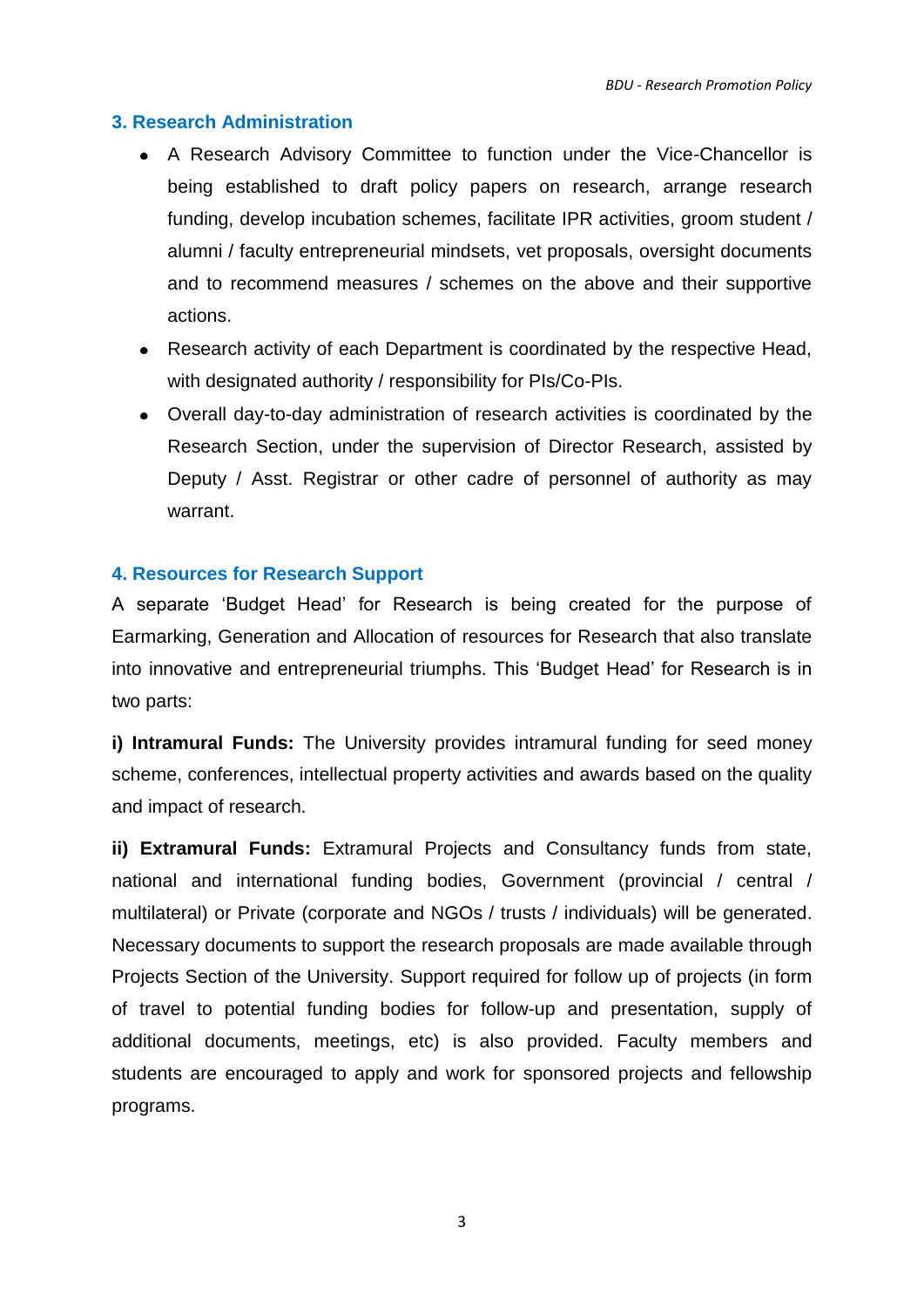## 3. Research Administration

- A Research Advisory Committee to function under the Vice-Chancellor is being established to draft policy papers on research, arrange research funding, develop incubation schemes, facilitate IPR activities, groom student / alumni / faculty entrepreneurial mindsets, vet proposals, oversight documents and to recommend measures / schemes on the above and their supportive actions.
- Research activity of each Department is coordinated by the respective Head, with designated authority / responsibility for PIs/Co-PIs.
- Overall day-to-day administration of research activities is coordinated by the Research Section, under the supervision of Director Research, assisted by Deputy / Asst. Registrar or other cadre of personnel of authority as may warrant.

## 4. Resources for Research Support

A separate 'Budget Head' for Research is being created for the purpose of Earmarking, Generation and Allocation of resources for Research that also translate into innovative and entrepreneurial triumphs. This 'Budget Head' for Research is in two parts:

**i) Intramural Funds:** The University provides intramural funding for seed money scheme, conferences, intellectual property activities and awards based on the quality and impact of research.

**ii) Extramural Funds:** Extramural Projects and Consultancy funds from state, national and international funding bodies, Government (provincial / central / multilateral) or Private (corporate and NGOs / trusts / individuals) will be generated. Necessary documents to support the research proposals are made available through Projects Section of the University. Support required for follow up of projects (in form of travel to potential funding bodies for follow-up and presentation, supply of additional documents, meetings, etc) is also provided. Faculty members and students are encouraged to apply and work for sponsored projects and fellowship programs.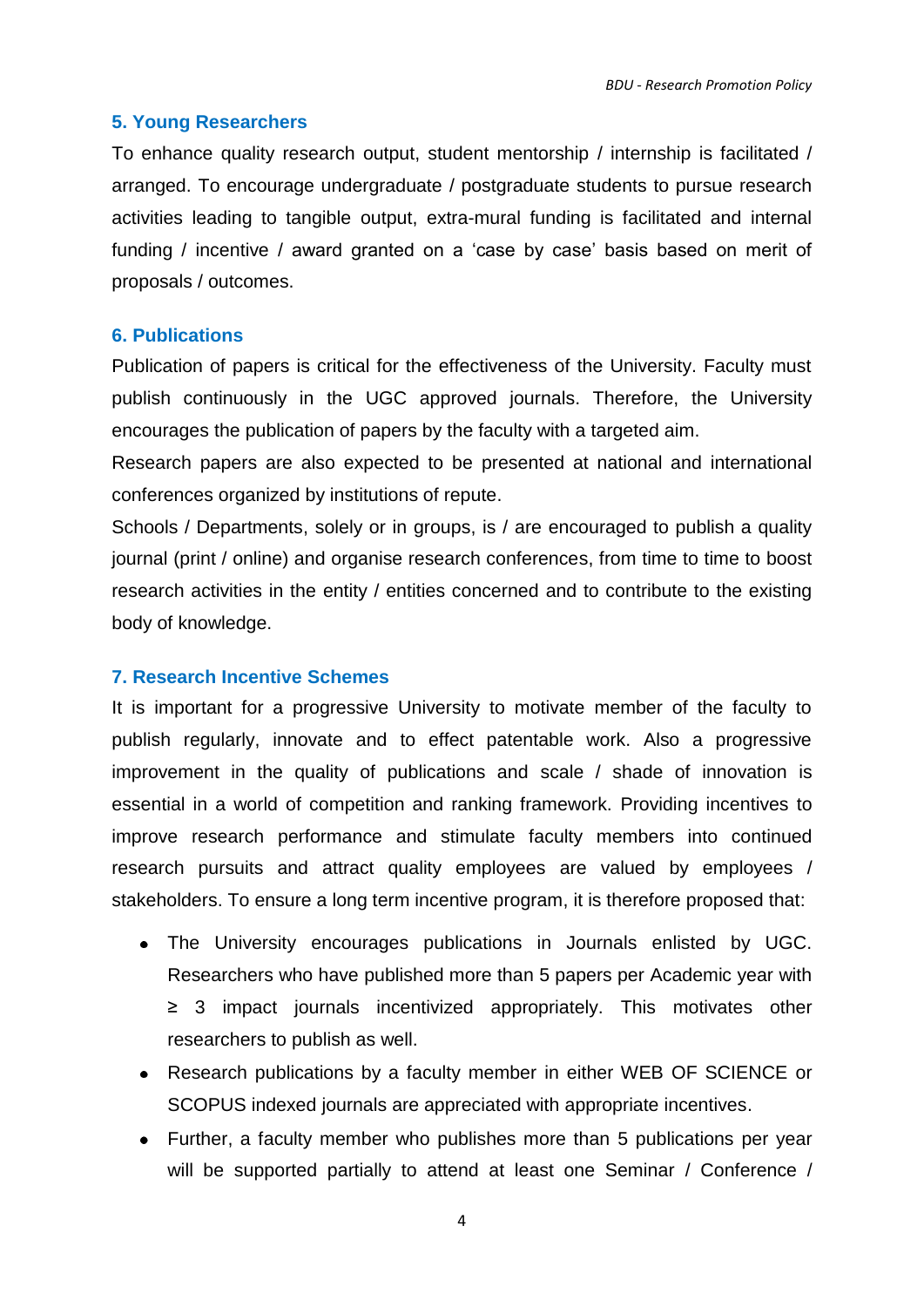## 5. Young Researchers

To enhance quality research output, student mentorship / internship is facilitated / arranged. To encourage undergraduate / postgraduate students to pursue research activities leading to tangible output, extra-mural funding is facilitated and internal funding / incentive / award granted on a 'case by case' basis based on merit of proposals / outcomes.

## 6. Publications

Publication of papers is critical for the effectiveness of the University. Faculty must publish continuously in the UGC approved journals. Therefore, the University encourages the publication of papers by the faculty with a targeted aim.

Research papers are also expected to be presented at national and international conferences organized by institutions of repute.

Schools / Departments, solely or in groups, is / are encouraged to publish a quality journal (print / online) and organise research conferences, from time to time to boost research activities in the entity / entities concerned and to contribute to the existing body of knowledge.

## 7. Research Incentive Schemes

It is important for a progressive University to motivate member of the faculty to publish regularly, innovate and to effect patentable work. Also a progressive improvement in the quality of publications and scale / shade of innovation is essential in a world of competition and ranking framework. Providing incentives to improve research performance and stimulate faculty members into continued research pursuits and attract quality employees are valued by employees / stakeholders. To ensure a long term incentive program, it is therefore proposed that:

- The University encourages publications in Journals enlisted by UGC. Researchers who have published more than 5 papers per Academic year with ≥ 3 impact journals incentivized appropriately. This motivates other researchers to publish as well.
- Research publications by a faculty member in either WEB OF SCIENCE or SCOPUS indexed journals are appreciated with appropriate incentives.
- Further, a faculty member who publishes more than 5 publications per year will be supported partially to attend at least one Seminar / Conference /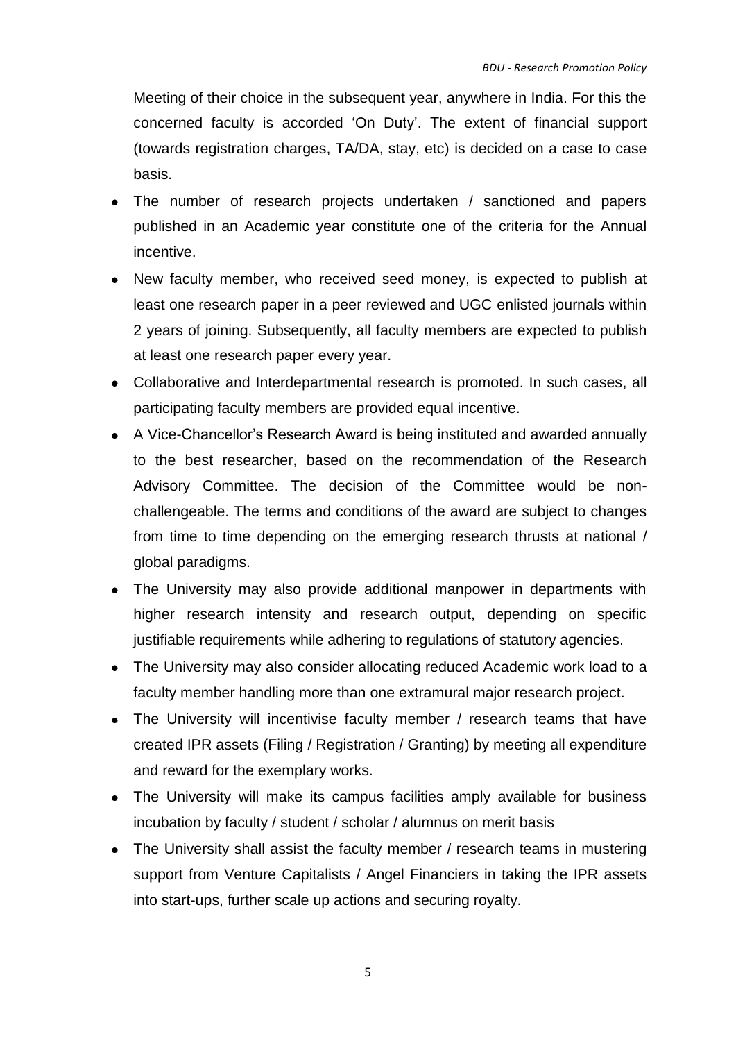Meeting of their choice in the subsequent year, anywhere in India. For this the concerned faculty is accorded 'On Duty'. The extent of financial support (towards registration charges, TA/DA, stay, etc) is decided on a case to case basis.

- The number of research projects undertaken / sanctioned and papers published in an Academic year constitute one of the criteria for the Annual incentive.
- New faculty member, who received seed money, is expected to publish at least one research paper in a peer reviewed and UGC enlisted journals within 2 years of joining. Subsequently, all faculty members are expected to publish at least one research paper every year.
- Collaborative and Interdepartmental research is promoted. In such cases, all participating faculty members are provided equal incentive.
- A Vice-Chancellor's Research Award is being instituted and awarded annually to the best researcher, based on the recommendation of the Research Advisory Committee. The decision of the Committee would be non-challengeable. The terms and conditions of the award are subject to changes from time to time depending on the emerging research thrusts at national / global paradigms.
- The University may also provide additional manpower in departments with higher research intensity and research output, depending on specific justifiable requirements while adhering to regulations of statutory agencies.
- The University may also consider allocating reduced Academic work load to a faculty member handling more than one extramural major research project.
- The University will incentivise faculty member / research teams that have created IPR assets (Filing / Registration / Granting) by meeting all expenditure and reward for the exemplary works.
- The University will make its campus facilities amply available for business incubation by faculty / student / scholar / alumnus on merit basis
- The University shall assist the faculty member / research teams in mustering support from Venture Capitalists / Angel Financiers in taking the IPR assets into start-ups, further scale up actions and securing royalty.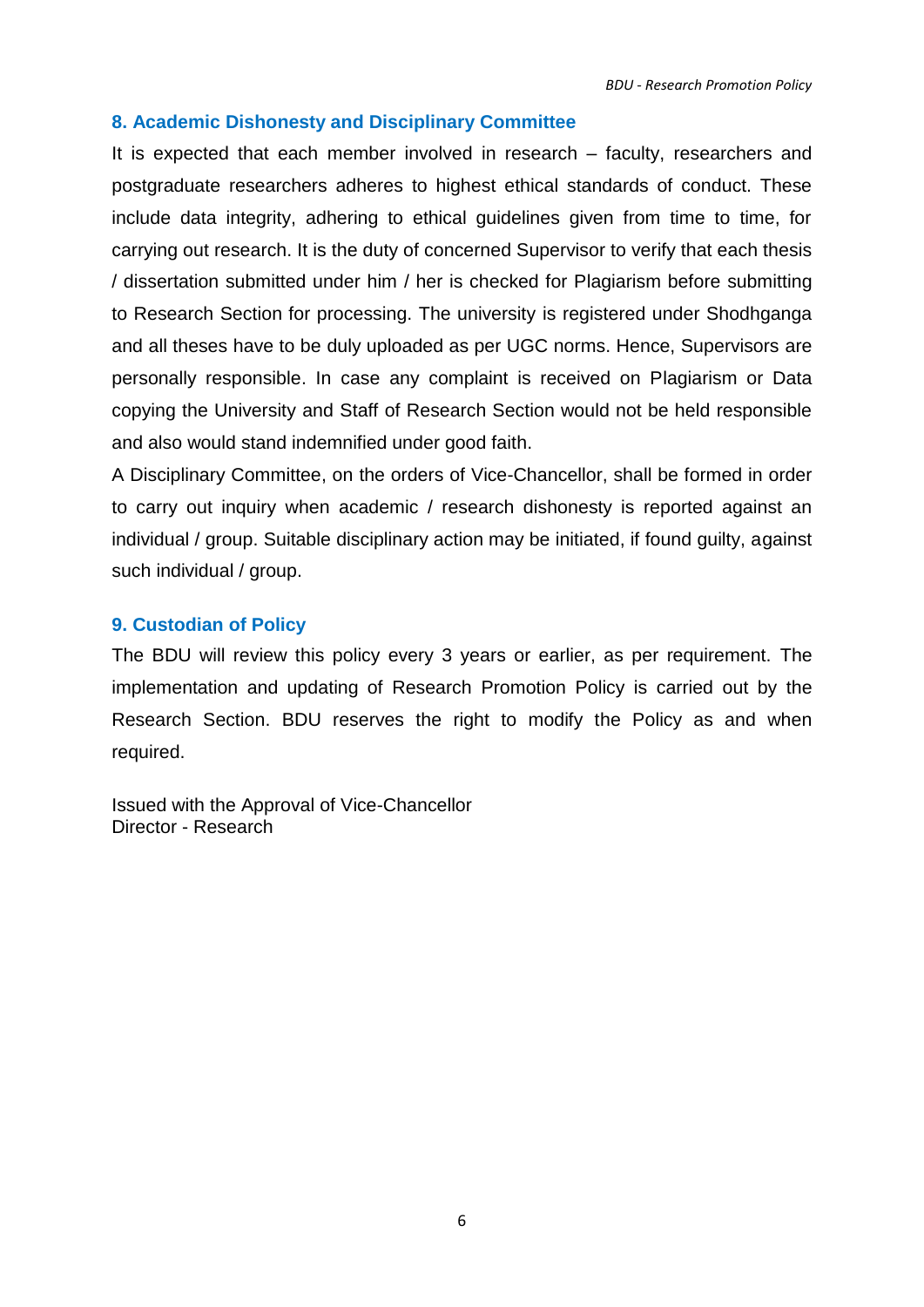## 8. Academic Dishonesty and Disciplinary Committee

It is expected that each member involved in research – faculty, researchers and postgraduate researchers adheres to highest ethical standards of conduct. These include data integrity, adhering to ethical guidelines given from time to time, for carrying out research. It is the duty of concerned Supervisor to verify that each thesis / dissertation submitted under him / her is checked for Plagiarism before submitting to Research Section for processing. The university is registered under Shodhganga and all theses have to be duly uploaded as per UGC norms. Hence, Supervisors are personally responsible. In case any complaint is received on Plagiarism or Data copying the University and Staff of Research Section would not be held responsible and also would stand indemnified under good faith.

A Disciplinary Committee, on the orders of Vice-Chancellor, shall be formed in order to carry out inquiry when academic / research dishonesty is reported against an individual / group. Suitable disciplinary action may be initiated, if found guilty, against such individual / group.

## 9. Custodian of Policy

The BDU will review this policy every 3 years or earlier, as per requirement. The implementation and updating of Research Promotion Policy is carried out by the Research Section. BDU reserves the right to modify the Policy as and when required.

Issued with the Approval of Vice-Chancellor
Director - Research